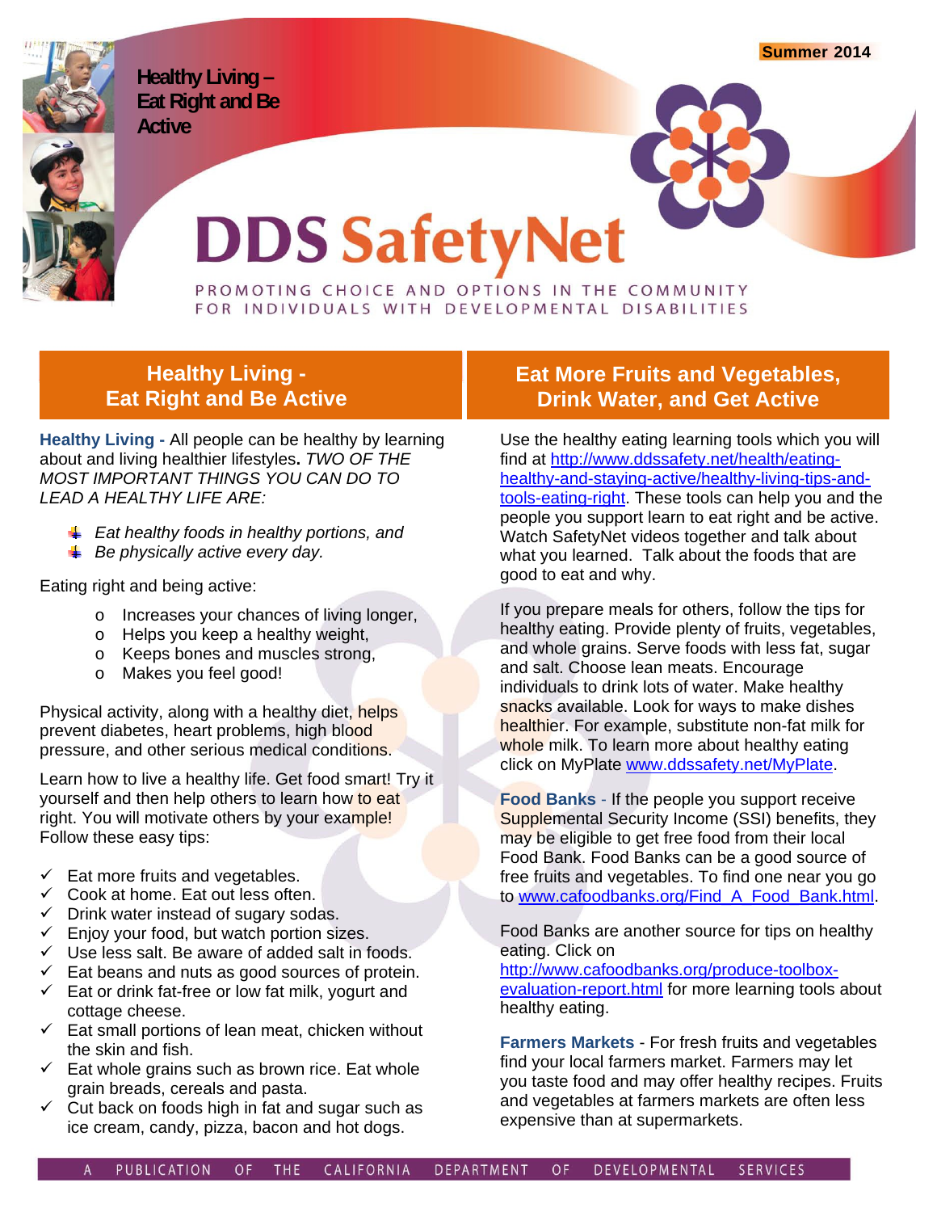Healthy Living – Eat Right and Be Active

Summer 2014

# DDS SafetyNet

PROMOTING CHOICE AND OPTIONS IN THE COMMUNITY FOR INDIVIDUALS WITH DEVELOPMENTAL DISABILITIES

## Healthy Living - Eat Right and Be Active

**Healthy Living -** All people can be healthy by learning about and living healthier lifestyles. ***TWO OF THE MOST IMPORTANT THINGS YOU CAN DO TO LEAD A HEALTHY LIFE ARE:***

- *Eat healthy foods in healthy portions, and*
- *Be physically active every day.*

Eating right and being active:

- Increases your chances of living longer,
- Helps you keep a healthy weight,
- Keeps bones and muscles strong,
- Makes you feel good!

Physical activity, along with a healthy diet, helps prevent diabetes, heart problems, high blood pressure, and other serious medical conditions.

Learn how to live a healthy life. Get food smart! Try it yourself and then help others to learn how to eat right. You will motivate others by your example! Follow these easy tips:

- ✓ Eat more fruits and vegetables.
- ✓ Cook at home. Eat out less often.
- ✓ Drink water instead of sugary sodas.
- ✓ Enjoy your food, but watch portion sizes.
- ✓ Use less salt. Be aware of added salt in foods.
- ✓ Eat beans and nuts as good sources of protein.
- ✓ Eat or drink fat-free or low fat milk, yogurt and cottage cheese.
- ✓ Eat small portions of lean meat, chicken without the skin and fish.
- ✓ Eat whole grains such as brown rice. Eat whole grain breads, cereals and pasta.
- ✓ Cut back on foods high in fat and sugar such as ice cream, candy, pizza, bacon and hot dogs.

## Eat More Fruits and Vegetables, Drink Water, and Get Active

Use the healthy eating learning tools which you will find at http://www.ddssafety.net/health/eating-healthy-and-staying-active/healthy-living-tips-and-tools-eating-right. These tools can help you and the people you support learn to eat right and be active. Watch SafetyNet videos together and talk about what you learned. Talk about the foods that are good to eat and why.

If you prepare meals for others, follow the tips for healthy eating. Provide plenty of fruits, vegetables, and whole grains. Serve foods with less fat, sugar and salt. Choose lean meats. Encourage individuals to drink lots of water. Make healthy snacks available. Look for ways to make dishes healthier. For example, substitute non-fat milk for whole milk. To learn more about healthy eating click on MyPlate www.ddssafety.net/MyPlate.

**Food Banks** - If the people you support receive Supplemental Security Income (SSI) benefits, they may be eligible to get free food from their local Food Bank. Food Banks can be a good source of free fruits and vegetables. To find one near you go to www.cafoodbanks.org/Find_A_Food_Bank.html.

Food Banks are another source for tips on healthy eating. Click on http://www.cafoodbanks.org/produce-toolbox-evaluation-report.html for more learning tools about healthy eating.

**Farmers Markets** - For fresh fruits and vegetables find your local farmers market. Farmers may let you taste food and may offer healthy recipes. Fruits and vegetables at farmers markets are often less expensive than at supermarkets.

A PUBLICATION OF THE CALIFORNIA DEPARTMENT OF DEVELOPMENTAL SERVICES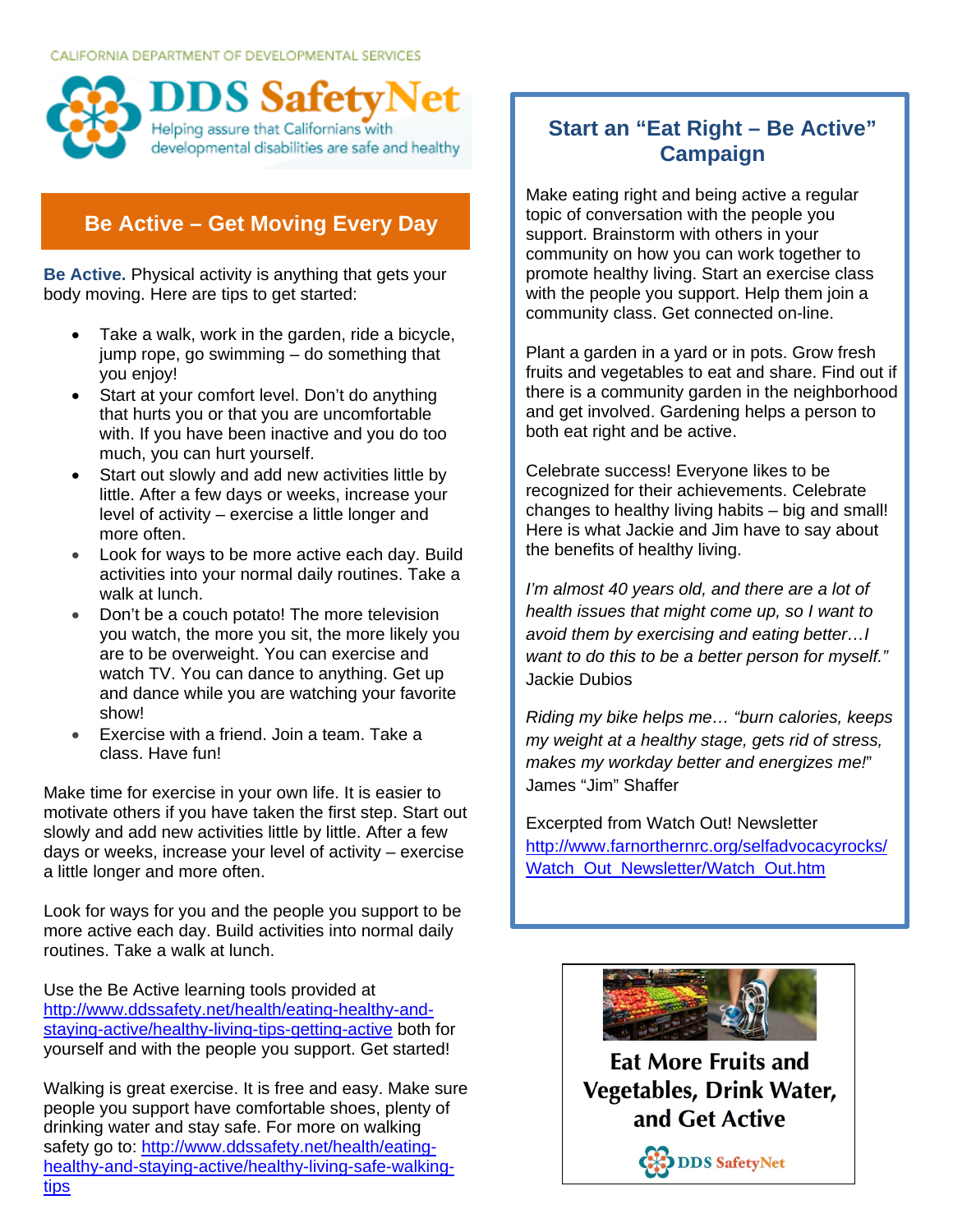CALIFORNIA DEPARTMENT OF DEVELOPMENTAL SERVICES

**DDS SafetyNet**

Helping assure that Californians with developmental disabilities are safe and healthy

## Be Active – Get Moving Every Day

**Be Active.** Physical activity is anything that gets your body moving. Here are tips to get started:

- Take a walk, work in the garden, ride a bicycle, jump rope, go swimming – do something that you enjoy!
- Start at your comfort level. Don't do anything that hurts you or that you are uncomfortable with. If you have been inactive and you do too much, you can hurt yourself.
- Start out slowly and add new activities little by little. After a few days or weeks, increase your level of activity – exercise a little longer and more often.
- Look for ways to be more active each day. Build activities into your normal daily routines. Take a walk at lunch.
- Don't be a couch potato! The more television you watch, the more you sit, the more likely you are to be overweight. You can exercise and watch TV. You can dance to anything. Get up and dance while you are watching your favorite show!
- Exercise with a friend. Join a team. Take a class. Have fun!

Make time for exercise in your own life. It is easier to motivate others if you have taken the first step. Start out slowly and add new activities little by little. After a few days or weeks, increase your level of activity – exercise a little longer and more often.

Look for ways for you and the people you support to be more active each day. Build activities into normal daily routines. Take a walk at lunch.

Use the Be Active learning tools provided at http://www.ddssafety.net/health/eating-healthy-and-staying-active/healthy-living-tips-getting-active both for yourself and with the people you support. Get started!

Walking is great exercise. It is free and easy. Make sure people you support have comfortable shoes, plenty of drinking water and stay safe. For more on walking safety go to: http://www.ddssafety.net/health/eating-healthy-and-staying-active/healthy-living-safe-walking-tips

## Start an "Eat Right – Be Active" Campaign

Make eating right and being active a regular topic of conversation with the people you support. Brainstorm with others in your community on how you can work together to promote healthy living. Start an exercise class with the people you support. Help them join a community class. Get connected on-line.

Plant a garden in a yard or in pots. Grow fresh fruits and vegetables to eat and share. Find out if there is a community garden in the neighborhood and get involved. Gardening helps a person to both eat right and be active.

Celebrate success! Everyone likes to be recognized for their achievements. Celebrate changes to healthy living habits – big and small! Here is what Jackie and Jim have to say about the benefits of healthy living.

*I'm almost 40 years old, and there are a lot of health issues that might come up, so I want to avoid them by exercising and eating better…I want to do this to be a better person for myself."* Jackie Dubios

*Riding my bike helps me… "burn calories, keeps my weight at a healthy stage, gets rid of stress, makes my workday better and energizes me!"* James "Jim" Shaffer

Excerpted from Watch Out! Newsletter http://www.farnorthernrc.org/selfadvocacyrocks/Watch_Out_Newsletter/Watch_Out.htm

**Eat More Fruits and Vegetables, Drink Water, and Get Active**

DDS SafetyNet